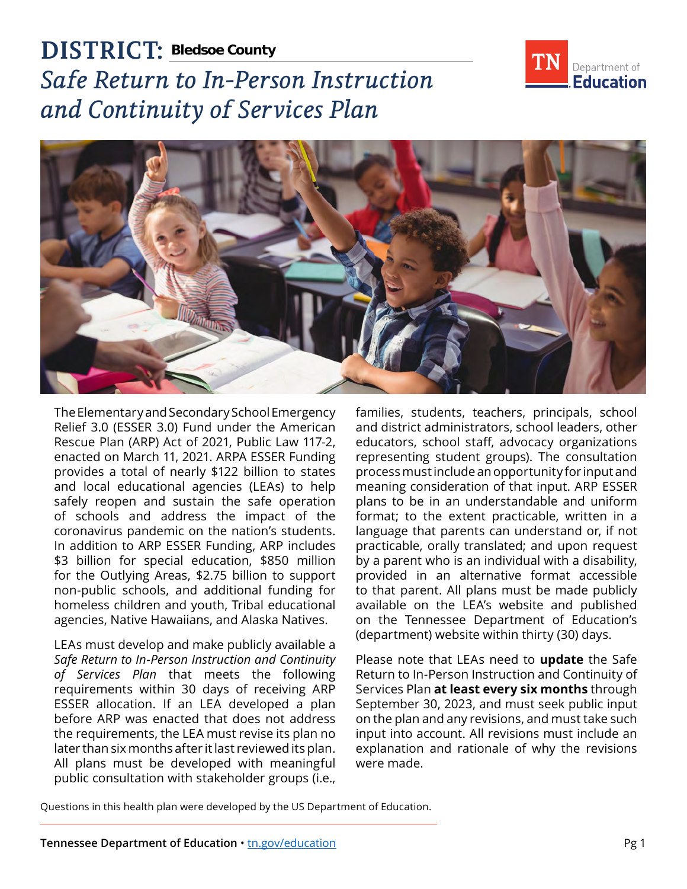# DISTRICT: Bledsoe County

## *Safe Return to In-Person Instruction and Continuity of Services Plan*

The Elementary and Secondary School Emergency Relief 3.0 (ESSER 3.0) Fund under the American Rescue Plan (ARP) Act of 2021, Public Law 117-2, enacted on March 11, 2021. ARPA ESSER Funding provides a total of nearly $122 billion to states and local educational agencies (LEAs) to help safely reopen and sustain the safe operation of schools and address the impact of the coronavirus pandemic on the nation's students. In addition to ARP ESSER Funding, ARP includes $3 billion for special education, $850 million for the Outlying Areas, $2.75 billion to support non-public schools, and additional funding for homeless children and youth, Tribal educational agencies, Native Hawaiians, and Alaska Natives.

LEAs must develop and make publicly available a *Safe Return to In-Person Instruction and Continuity of Services Plan* that meets the following requirements within 30 days of receiving ARP ESSER allocation. If an LEA developed a plan before ARP was enacted that does not address the requirements, the LEA must revise its plan no later than six months after it last reviewed its plan. All plans must be developed with meaningful public consultation with stakeholder groups (i.e., families, students, teachers, principals, school and district administrators, school leaders, other educators, school staff, advocacy organizations representing student groups). The consultation process must include an opportunity for input and meaning consideration of that input. ARP ESSER plans to be in an understandable and uniform format; to the extent practicable, written in a language that parents can understand or, if not practicable, orally translated; and upon request by a parent who is an individual with a disability, provided in an alternative format accessible to that parent. All plans must be made publicly available on the LEA's website and published on the Tennessee Department of Education's (department) website within thirty (30) days.

Please note that LEAs need to **update** the Safe Return to In-Person Instruction and Continuity of Services Plan **at least every six months** through September 30, 2023, and must seek public input on the plan and any revisions, and must take such input into account. All revisions must include an explanation and rationale of why the revisions were made.

Questions in this health plan were developed by the US Department of Education.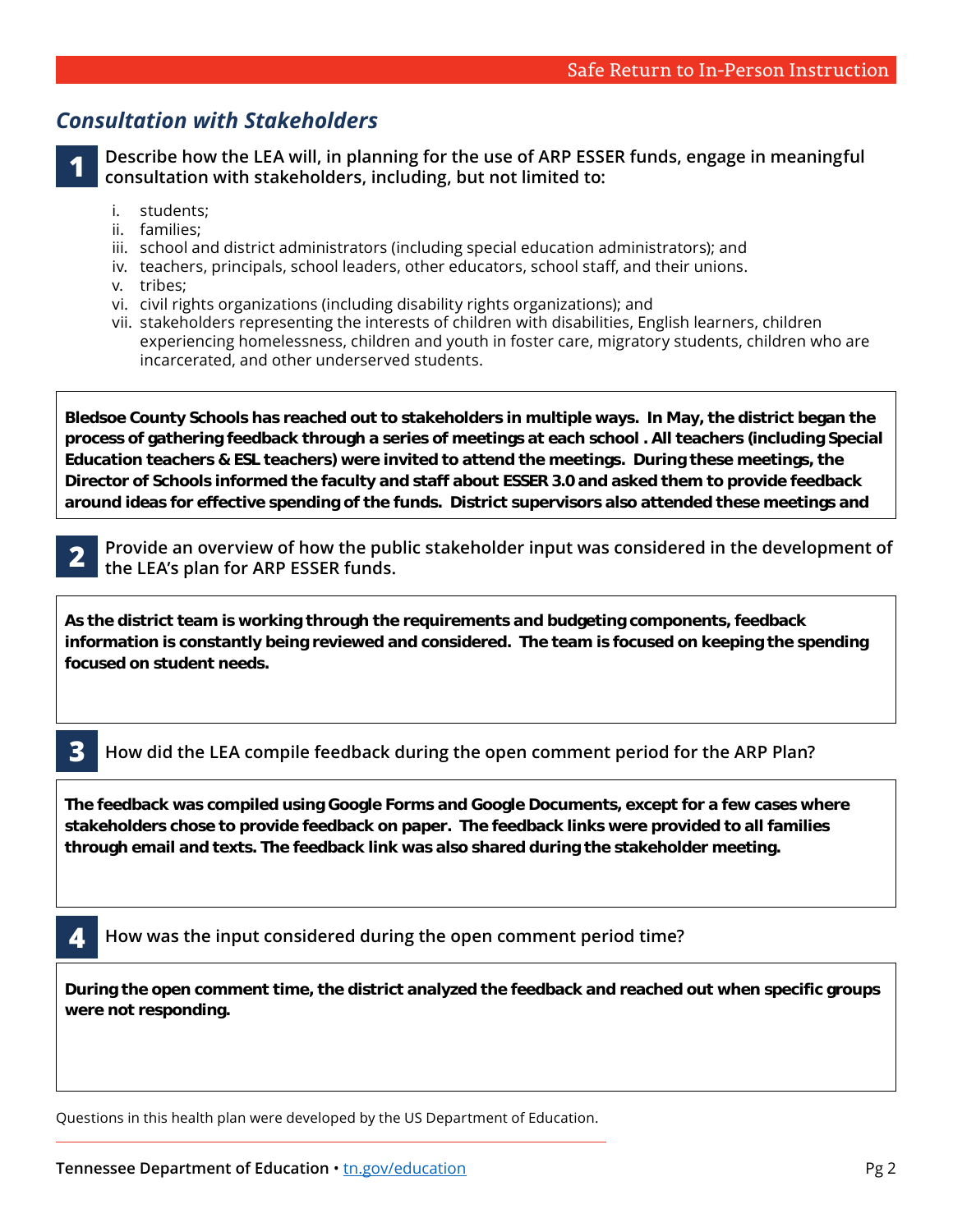## *Consultation with Stakeholders*

**1** **Describe how the LEA will, in planning for the use of ARP ESSER funds, engage in meaningful consultation with stakeholders, including, but not limited to:**

i. students;
ii. families;
iii. school and district administrators (including special education administrators); and
iv. teachers, principals, school leaders, other educators, school staff, and their unions.
v. tribes;
vi. civil rights organizations (including disability rights organizations); and
vii. stakeholders representing the interests of children with disabilities, English learners, children experiencing homelessness, children and youth in foster care, migratory students, children who are incarcerated, and other underserved students.

**Bledsoe County Schools has reached out to stakeholders in multiple ways. In May, the district began the process of gathering feedback through a series of meetings at each school . All teachers (including Special Education teachers & ESL teachers) were invited to attend the meetings. During these meetings, the Director of Schools informed the faculty and staff about ESSER 3.0 and asked them to provide feedback around ideas for effective spending of the funds. District supervisors also attended these meetings and**

**2** **Provide an overview of how the public stakeholder input was considered in the development of the LEA's plan for ARP ESSER funds.**

**As the district team is working through the requirements and budgeting components, feedback information is constantly being reviewed and considered. The team is focused on keeping the spending focused on student needs.**

**3** How did the LEA compile feedback during the open comment period for the ARP Plan?

**The feedback was compiled using Google Forms and Google Documents, except for a few cases where stakeholders chose to provide feedback on paper. The feedback links were provided to all families through email and texts. The feedback link was also shared during the stakeholder meeting.**

**4** How was the input considered during the open comment period time?

**During the open comment time, the district analyzed the feedback and reached out when specific groups were not responding.**

Questions in this health plan were developed by the US Department of Education.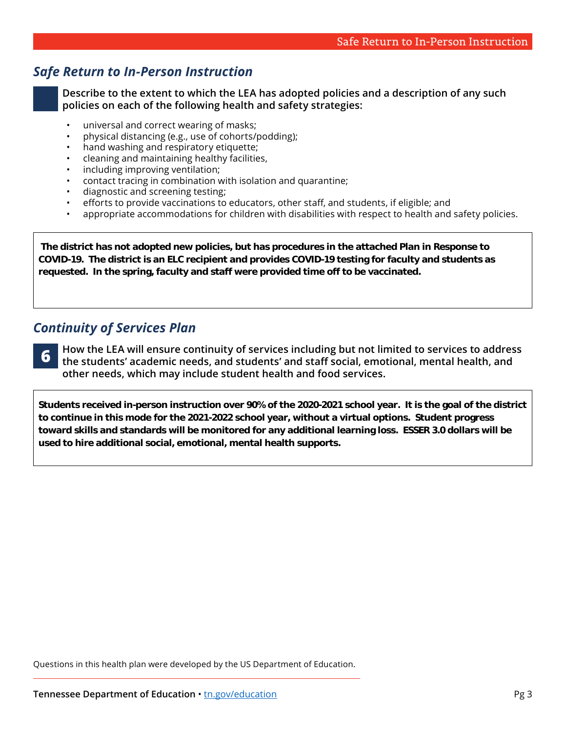## *Safe Return to In-Person Instruction*

**Describe to the extent to which the LEA has adopted policies and a description of any such policies on each of the following health and safety strategies:**

- universal and correct wearing of masks;
- physical distancing (e.g., use of cohorts/podding);
- hand washing and respiratory etiquette;
- cleaning and maintaining healthy facilities,
- including improving ventilation;
- contact tracing in combination with isolation and quarantine;
- diagnostic and screening testing;
- efforts to provide vaccinations to educators, other staff, and students, if eligible; and
- appropriate accommodations for children with disabilities with respect to health and safety policies.

**The district has not adopted new policies, but has procedures in the attached Plan in Response to COVID-19. The district is an ELC recipient and provides COVID-19 testing for faculty and students as requested. In the spring, faculty and staff were provided time off to be vaccinated.**

## *Continuity of Services Plan*

**6 How the LEA will ensure continuity of services including but not limited to services to address the students' academic needs, and students' and staff social, emotional, mental health, and other needs, which may include student health and food services.**

**Students received in-person instruction over 90% of the 2020-2021 school year. It is the goal of the district to continue in this mode for the 2021-2022 school year, without a virtual options. Student progress toward skills and standards will be monitored for any additional learning loss. ESSER 3.0 dollars will be used to hire additional social, emotional, mental health supports.**

Questions in this health plan were developed by the US Department of Education.